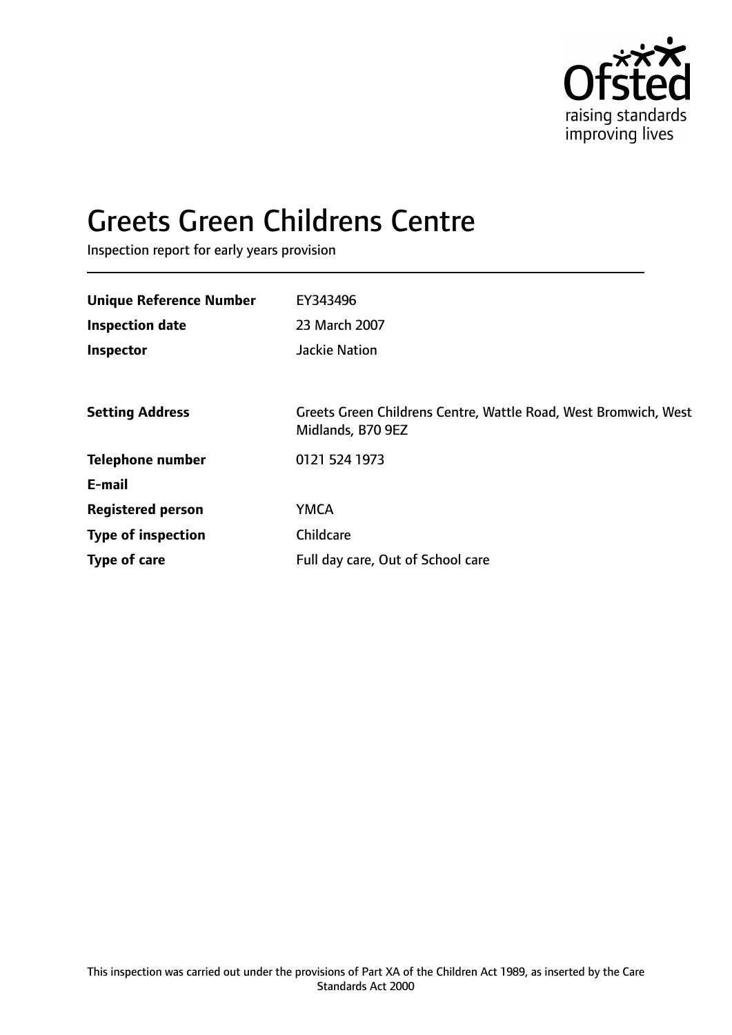# Greets Green Childrens Centre

Inspection report for early years provision

| | |
|---|---|
| **Unique Reference Number** | EY343496 |
| **Inspection date** | 23 March 2007 |
| **Inspector** | Jackie Nation |
| | |
| **Setting Address** | Greets Green Childrens Centre, Wattle Road, West Bromwich, West Midlands, B70 9EZ |
| **Telephone number** | 0121 524 1973 |
| **E-mail** | |
| **Registered person** | YMCA |
| **Type of inspection** | Childcare |
| **Type of care** | Full day care, Out of School care |

This inspection was carried out under the provisions of Part XA of the Children Act 1989, as inserted by the Care Standards Act 2000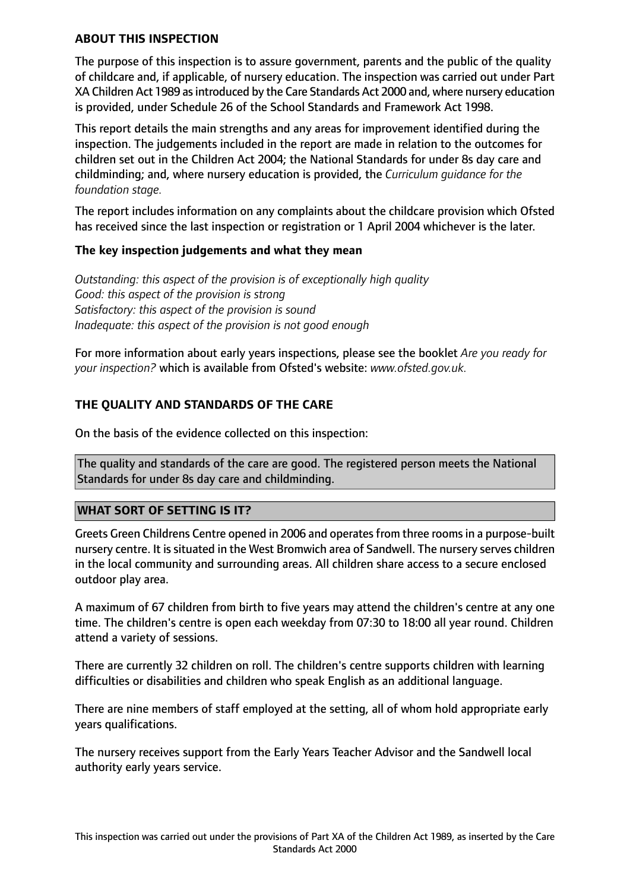**ABOUT THIS INSPECTION**

The purpose of this inspection is to assure government, parents and the public of the quality of childcare and, if applicable, of nursery education. The inspection was carried out under Part XA Children Act 1989 as introduced by the Care Standards Act 2000 and, where nursery education is provided, under Schedule 26 of the School Standards and Framework Act 1998.

This report details the main strengths and any areas for improvement identified during the inspection. The judgements included in the report are made in relation to the outcomes for children set out in the Children Act 2004; the National Standards for under 8s day care and childminding; and, where nursery education is provided, the *Curriculum guidance for the foundation stage.*

The report includes information on any complaints about the childcare provision which Ofsted has received since the last inspection or registration or 1 April 2004 whichever is the later.

**The key inspection judgements and what they mean**

*Outstanding: this aspect of the provision is of exceptionally high quality*
*Good: this aspect of the provision is strong*
*Satisfactory: this aspect of the provision is sound*
*Inadequate: this aspect of the provision is not good enough*

For more information about early years inspections, please see the booklet *Are you ready for your inspection?* which is available from Ofsted's website: *www.ofsted.gov.uk.*

**THE QUALITY AND STANDARDS OF THE CARE**

On the basis of the evidence collected on this inspection:

The quality and standards of the care are good. The registered person meets the National Standards for under 8s day care and childminding.

**WHAT SORT OF SETTING IS IT?**

Greets Green Childrens Centre opened in 2006 and operates from three rooms in a purpose-built nursery centre. It is situated in the West Bromwich area of Sandwell. The nursery serves children in the local community and surrounding areas. All children share access to a secure enclosed outdoor play area.

A maximum of 67 children from birth to five years may attend the children's centre at any one time. The children's centre is open each weekday from 07:30 to 18:00 all year round. Children attend a variety of sessions.

There are currently 32 children on roll. The children's centre supports children with learning difficulties or disabilities and children who speak English as an additional language.

There are nine members of staff employed at the setting, all of whom hold appropriate early years qualifications.

The nursery receives support from the Early Years Teacher Advisor and the Sandwell local authority early years service.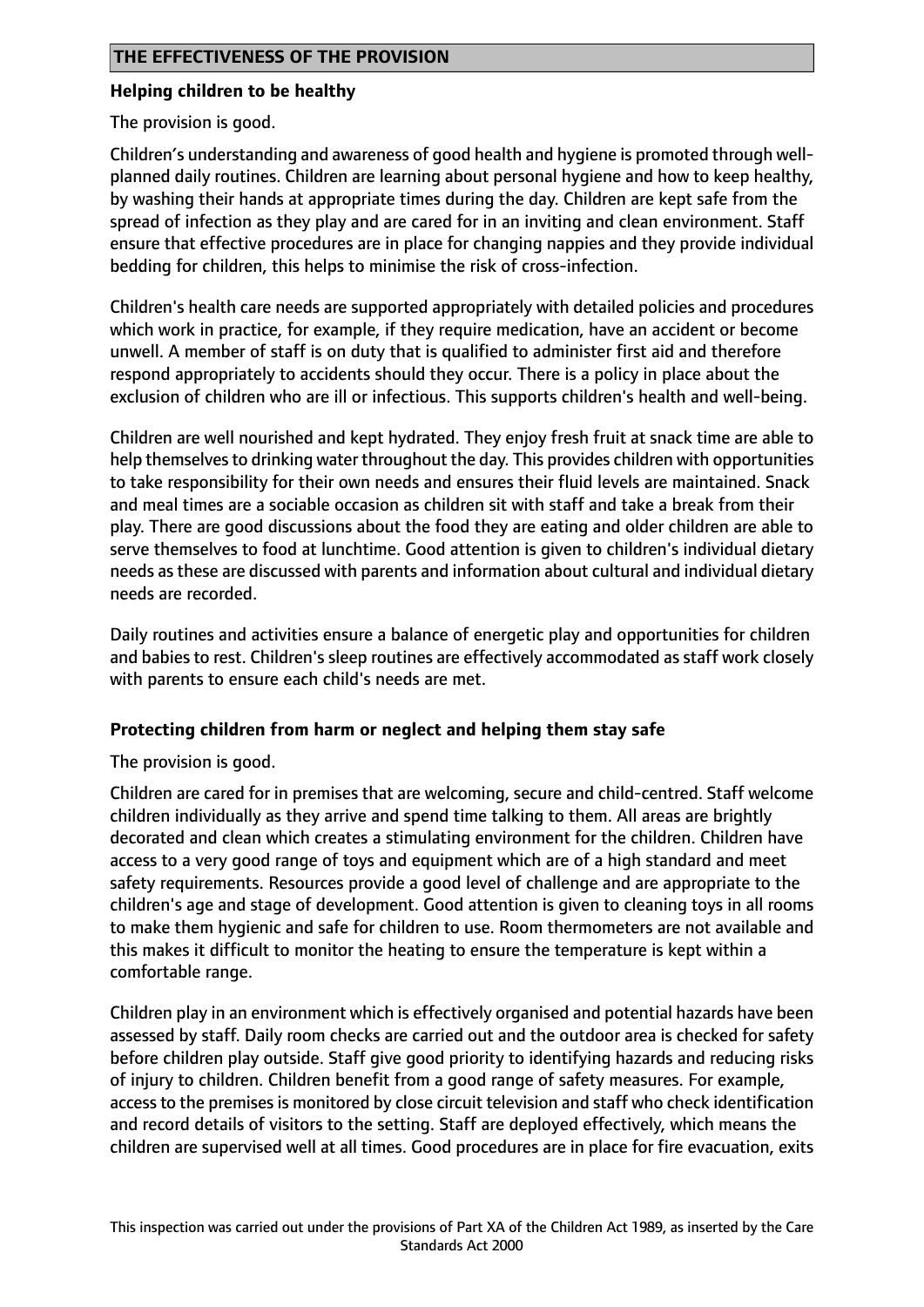## THE EFFECTIVENESS OF THE PROVISION

### Helping children to be healthy

The provision is good.

Children's understanding and awareness of good health and hygiene is promoted through well-planned daily routines. Children are learning about personal hygiene and how to keep healthy, by washing their hands at appropriate times during the day. Children are kept safe from the spread of infection as they play and are cared for in an inviting and clean environment. Staff ensure that effective procedures are in place for changing nappies and they provide individual bedding for children, this helps to minimise the risk of cross-infection.

Children's health care needs are supported appropriately with detailed policies and procedures which work in practice, for example, if they require medication, have an accident or become unwell. A member of staff is on duty that is qualified to administer first aid and therefore respond appropriately to accidents should they occur. There is a policy in place about the exclusion of children who are ill or infectious. This supports children's health and well-being.

Children are well nourished and kept hydrated. They enjoy fresh fruit at snack time are able to help themselves to drinking water throughout the day. This provides children with opportunities to take responsibility for their own needs and ensures their fluid levels are maintained. Snack and meal times are a sociable occasion as children sit with staff and take a break from their play. There are good discussions about the food they are eating and older children are able to serve themselves to food at lunchtime. Good attention is given to children's individual dietary needs as these are discussed with parents and information about cultural and individual dietary needs are recorded.

Daily routines and activities ensure a balance of energetic play and opportunities for children and babies to rest. Children's sleep routines are effectively accommodated as staff work closely with parents to ensure each child's needs are met.

### Protecting children from harm or neglect and helping them stay safe

The provision is good.

Children are cared for in premises that are welcoming, secure and child-centred. Staff welcome children individually as they arrive and spend time talking to them. All areas are brightly decorated and clean which creates a stimulating environment for the children. Children have access to a very good range of toys and equipment which are of a high standard and meet safety requirements. Resources provide a good level of challenge and are appropriate to the children's age and stage of development. Good attention is given to cleaning toys in all rooms to make them hygienic and safe for children to use. Room thermometers are not available and this makes it difficult to monitor the heating to ensure the temperature is kept within a comfortable range.

Children play in an environment which is effectively organised and potential hazards have been assessed by staff. Daily room checks are carried out and the outdoor area is checked for safety before children play outside. Staff give good priority to identifying hazards and reducing risks of injury to children. Children benefit from a good range of safety measures. For example, access to the premises is monitored by close circuit television and staff who check identification and record details of visitors to the setting. Staff are deployed effectively, which means the children are supervised well at all times. Good procedures are in place for fire evacuation, exits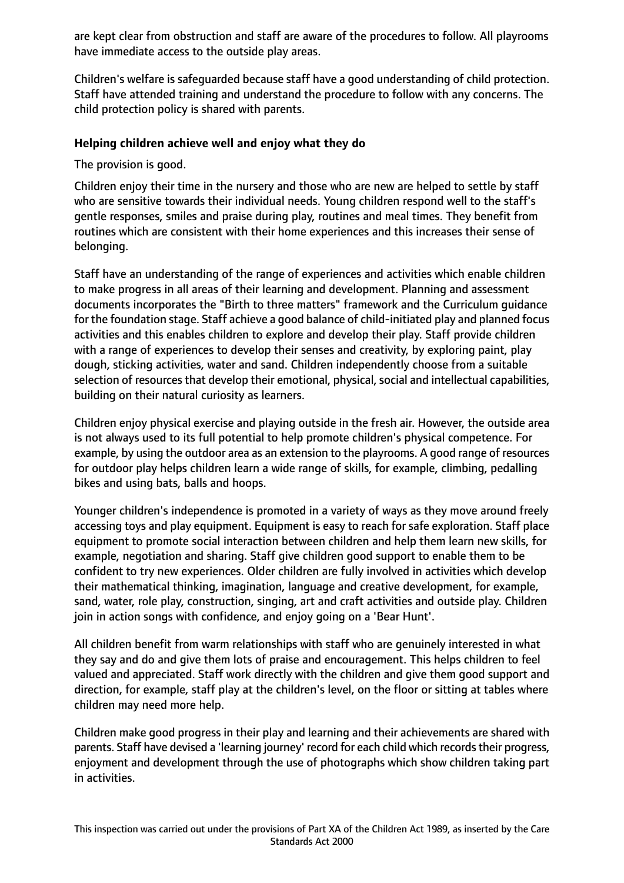are kept clear from obstruction and staff are aware of the procedures to follow. All playrooms have immediate access to the outside play areas.

Children's welfare is safeguarded because staff have a good understanding of child protection. Staff have attended training and understand the procedure to follow with any concerns. The child protection policy is shared with parents.

### Helping children achieve well and enjoy what they do

The provision is good.

Children enjoy their time in the nursery and those who are new are helped to settle by staff who are sensitive towards their individual needs. Young children respond well to the staff's gentle responses, smiles and praise during play, routines and meal times. They benefit from routines which are consistent with their home experiences and this increases their sense of belonging.

Staff have an understanding of the range of experiences and activities which enable children to make progress in all areas of their learning and development. Planning and assessment documents incorporates the "Birth to three matters" framework and the Curriculum guidance for the foundation stage. Staff achieve a good balance of child-initiated play and planned focus activities and this enables children to explore and develop their play. Staff provide children with a range of experiences to develop their senses and creativity, by exploring paint, play dough, sticking activities, water and sand. Children independently choose from a suitable selection of resources that develop their emotional, physical, social and intellectual capabilities, building on their natural curiosity as learners.

Children enjoy physical exercise and playing outside in the fresh air. However, the outside area is not always used to its full potential to help promote children's physical competence. For example, by using the outdoor area as an extension to the playrooms. A good range of resources for outdoor play helps children learn a wide range of skills, for example, climbing, pedalling bikes and using bats, balls and hoops.

Younger children's independence is promoted in a variety of ways as they move around freely accessing toys and play equipment. Equipment is easy to reach for safe exploration. Staff place equipment to promote social interaction between children and help them learn new skills, for example, negotiation and sharing. Staff give children good support to enable them to be confident to try new experiences. Older children are fully involved in activities which develop their mathematical thinking, imagination, language and creative development, for example, sand, water, role play, construction, singing, art and craft activities and outside play. Children join in action songs with confidence, and enjoy going on a 'Bear Hunt'.

All children benefit from warm relationships with staff who are genuinely interested in what they say and do and give them lots of praise and encouragement. This helps children to feel valued and appreciated. Staff work directly with the children and give them good support and direction, for example, staff play at the children's level, on the floor or sitting at tables where children may need more help.

Children make good progress in their play and learning and their achievements are shared with parents. Staff have devised a 'learning journey' record for each child which records their progress, enjoyment and development through the use of photographs which show children taking part in activities.

This inspection was carried out under the provisions of Part XA of the Children Act 1989, as inserted by the Care Standards Act 2000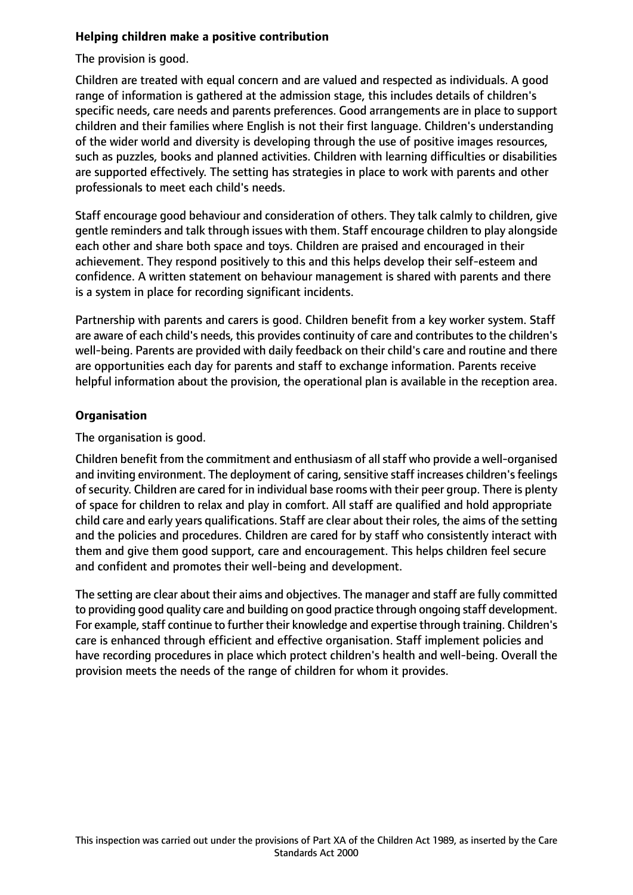## Helping children make a positive contribution

The provision is good.

Children are treated with equal concern and are valued and respected as individuals. A good range of information is gathered at the admission stage, this includes details of children's specific needs, care needs and parents preferences. Good arrangements are in place to support children and their families where English is not their first language. Children's understanding of the wider world and diversity is developing through the use of positive images resources, such as puzzles, books and planned activities. Children with learning difficulties or disabilities are supported effectively. The setting has strategies in place to work with parents and other professionals to meet each child's needs.

Staff encourage good behaviour and consideration of others. They talk calmly to children, give gentle reminders and talk through issues with them. Staff encourage children to play alongside each other and share both space and toys. Children are praised and encouraged in their achievement. They respond positively to this and this helps develop their self-esteem and confidence. A written statement on behaviour management is shared with parents and there is a system in place for recording significant incidents.

Partnership with parents and carers is good. Children benefit from a key worker system. Staff are aware of each child's needs, this provides continuity of care and contributes to the children's well-being. Parents are provided with daily feedback on their child's care and routine and there are opportunities each day for parents and staff to exchange information. Parents receive helpful information about the provision, the operational plan is available in the reception area.

## Organisation

The organisation is good.

Children benefit from the commitment and enthusiasm of all staff who provide a well-organised and inviting environment. The deployment of caring, sensitive staff increases children's feelings of security. Children are cared for in individual base rooms with their peer group. There is plenty of space for children to relax and play in comfort. All staff are qualified and hold appropriate child care and early years qualifications. Staff are clear about their roles, the aims of the setting and the policies and procedures. Children are cared for by staff who consistently interact with them and give them good support, care and encouragement. This helps children feel secure and confident and promotes their well-being and development.

The setting are clear about their aims and objectives. The manager and staff are fully committed to providing good quality care and building on good practice through ongoing staff development. For example, staff continue to further their knowledge and expertise through training. Children's care is enhanced through efficient and effective organisation. Staff implement policies and have recording procedures in place which protect children's health and well-being. Overall the provision meets the needs of the range of children for whom it provides.

This inspection was carried out under the provisions of Part XA of the Children Act 1989, as inserted by the Care Standards Act 2000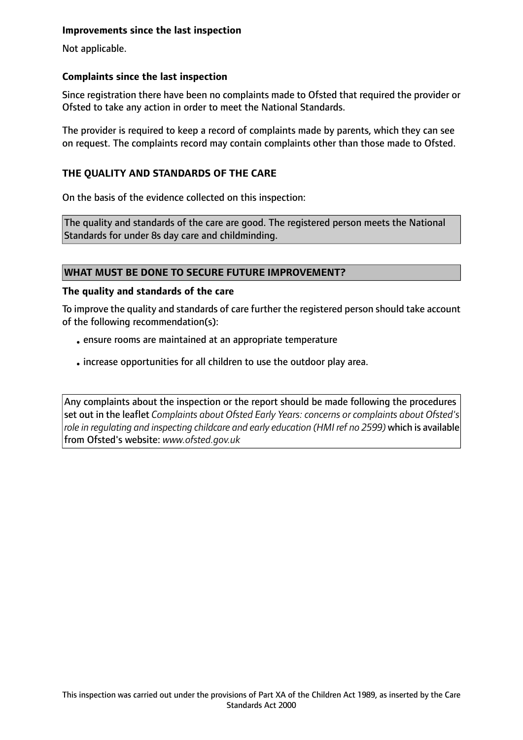**Improvements since the last inspection**

Not applicable.

**Complaints since the last inspection**

Since registration there have been no complaints made to Ofsted that required the provider or Ofsted to take any action in order to meet the National Standards.

The provider is required to keep a record of complaints made by parents, which they can see on request. The complaints record may contain complaints other than those made to Ofsted.

## THE QUALITY AND STANDARDS OF THE CARE

On the basis of the evidence collected on this inspection:

The quality and standards of the care are good. The registered person meets the National Standards for under 8s day care and childminding.

## WHAT MUST BE DONE TO SECURE FUTURE IMPROVEMENT?

**The quality and standards of the care**

To improve the quality and standards of care further the registered person should take account of the following recommendation(s):

- ensure rooms are maintained at an appropriate temperature
- increase opportunities for all children to use the outdoor play area.

Any complaints about the inspection or the report should be made following the procedures set out in the leaflet *Complaints about Ofsted Early Years: concerns or complaints about Ofsted's role in regulating and inspecting childcare and early education (HMI ref no 2599)* which is available from Ofsted's website: *www.ofsted.gov.uk*

This inspection was carried out under the provisions of Part XA of the Children Act 1989, as inserted by the Care Standards Act 2000